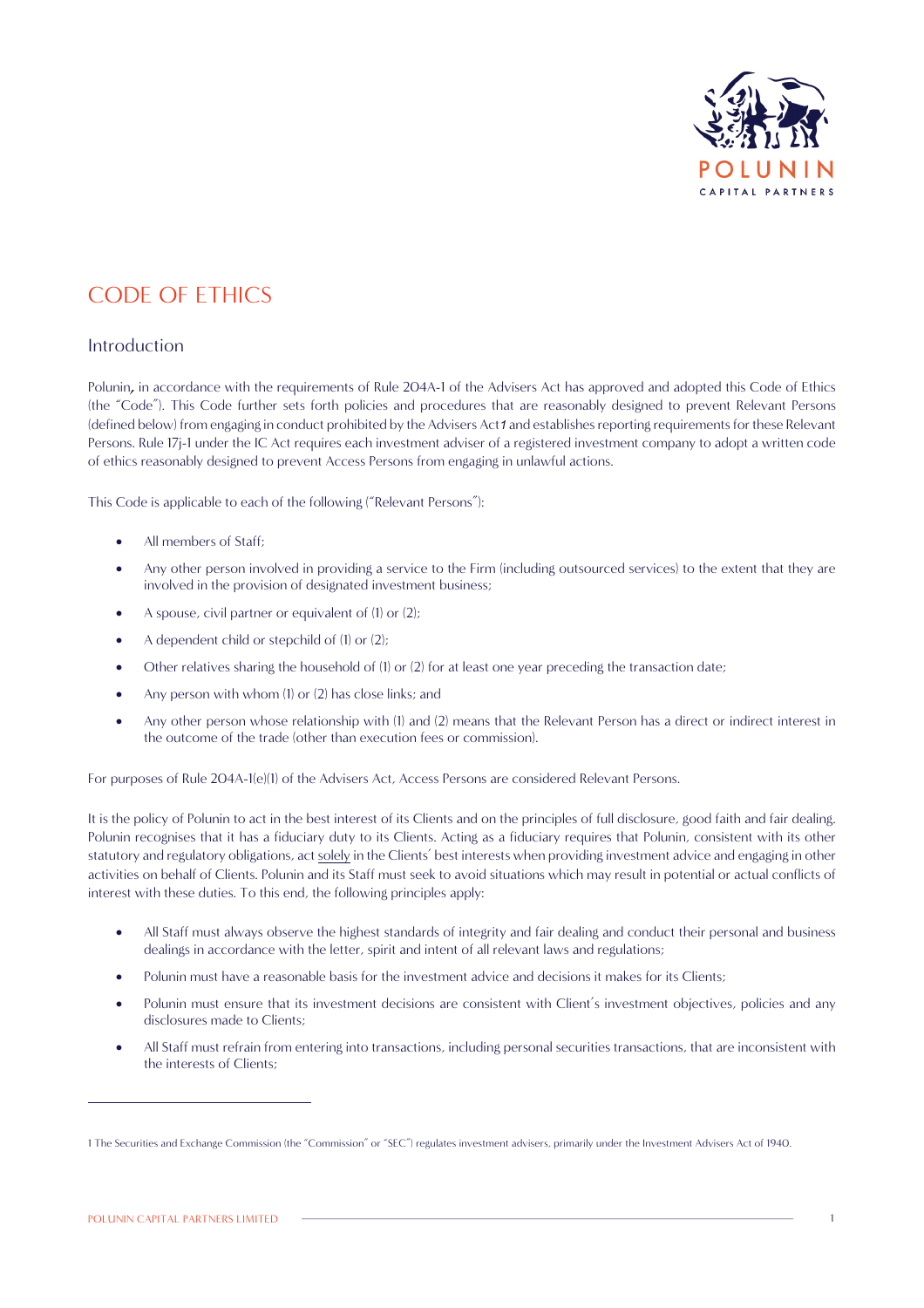# CODE OF ETHICS

## Introduction

Polunin**,** in accordance with the requirements of Rule 204A-1 of the Advisers Act has approved and adopted this Code of Ethics (the "Code"). This Code further sets forth policies and procedures that are reasonably designed to prevent Relevant Persons (defined below) from engaging in conduct prohibited by the Advisers Act[1] and establishes reporting requirements for these Relevant Persons. Rule 17j-1 under the IC Act requires each investment adviser of a registered investment company to adopt a written code of ethics reasonably designed to prevent Access Persons from engaging in unlawful actions.

This Code is applicable to each of the following ("Relevant Persons"):

- All members of Staff;
- Any other person involved in providing a service to the Firm (including outsourced services) to the extent that they are involved in the provision of designated investment business;
- A spouse, civil partner or equivalent of (1) or (2);
- A dependent child or stepchild of (1) or (2);
- Other relatives sharing the household of (1) or (2) for at least one year preceding the transaction date;
- Any person with whom (1) or (2) has close links; and
- Any other person whose relationship with (1) and (2) means that the Relevant Person has a direct or indirect interest in the outcome of the trade (other than execution fees or commission).

For purposes of Rule 204A-1(e)(1) of the Advisers Act, Access Persons are considered Relevant Persons.

It is the policy of Polunin to act in the best interest of its Clients and on the principles of full disclosure, good faith and fair dealing. Polunin recognises that it has a fiduciary duty to its Clients. Acting as a fiduciary requires that Polunin, consistent with its other statutory and regulatory obligations, act <u>solely</u> in the Clients' best interests when providing investment advice and engaging in other activities on behalf of Clients. Polunin and its Staff must seek to avoid situations which may result in potential or actual conflicts of interest with these duties. To this end, the following principles apply:

- All Staff must always observe the highest standards of integrity and fair dealing and conduct their personal and business dealings in accordance with the letter, spirit and intent of all relevant laws and regulations;
- Polunin must have a reasonable basis for the investment advice and decisions it makes for its Clients;
- Polunin must ensure that its investment decisions are consistent with Client's investment objectives, policies and any disclosures made to Clients;
- All Staff must refrain from entering into transactions, including personal securities transactions, that are inconsistent with the interests of Clients;

---

[1] The Securities and Exchange Commission (the "Commission" or "SEC") regulates investment advisers, primarily under the Investment Advisers Act of 1940.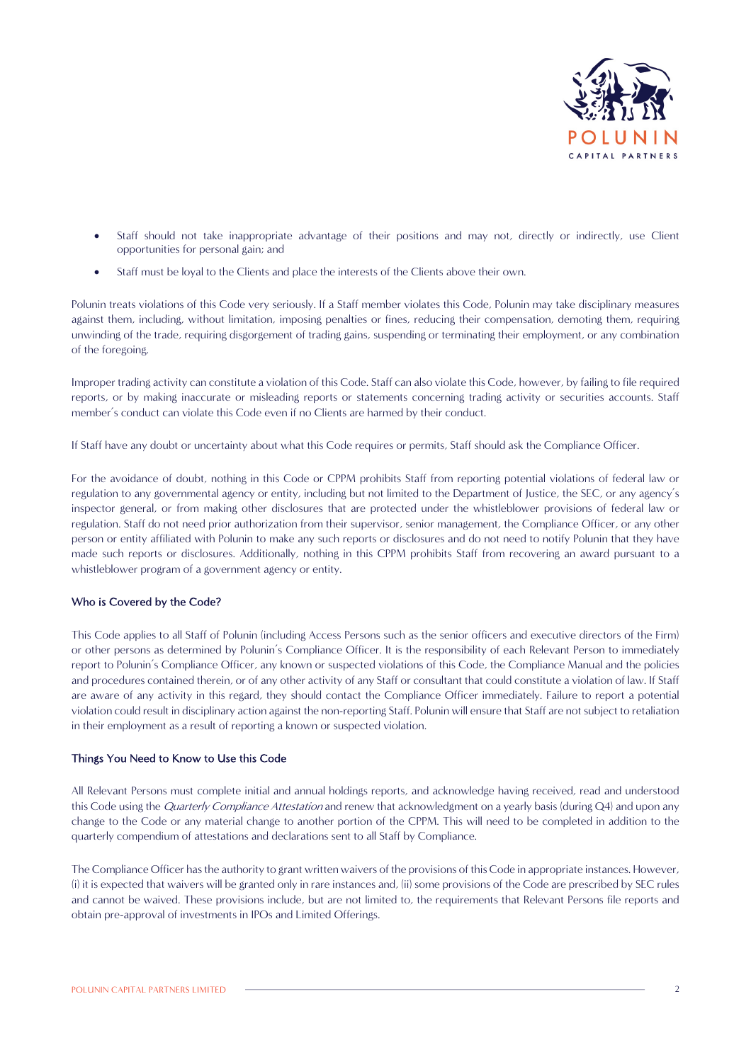- Staff should not take inappropriate advantage of their positions and may not, directly or indirectly, use Client opportunities for personal gain; and
- Staff must be loyal to the Clients and place the interests of the Clients above their own.

Polunin treats violations of this Code very seriously. If a Staff member violates this Code, Polunin may take disciplinary measures against them, including, without limitation, imposing penalties or fines, reducing their compensation, demoting them, requiring unwinding of the trade, requiring disgorgement of trading gains, suspending or terminating their employment, or any combination of the foregoing.

Improper trading activity can constitute a violation of this Code. Staff can also violate this Code, however, by failing to file required reports, or by making inaccurate or misleading reports or statements concerning trading activity or securities accounts. Staff member's conduct can violate this Code even if no Clients are harmed by their conduct.

If Staff have any doubt or uncertainty about what this Code requires or permits, Staff should ask the Compliance Officer.

For the avoidance of doubt, nothing in this Code or CPPM prohibits Staff from reporting potential violations of federal law or regulation to any governmental agency or entity, including but not limited to the Department of Justice, the SEC, or any agency's inspector general, or from making other disclosures that are protected under the whistleblower provisions of federal law or regulation. Staff do not need prior authorization from their supervisor, senior management, the Compliance Officer, or any other person or entity affiliated with Polunin to make any such reports or disclosures and do not need to notify Polunin that they have made such reports or disclosures. Additionally, nothing in this CPPM prohibits Staff from recovering an award pursuant to a whistleblower program of a government agency or entity.

#### Who is Covered by the Code?

This Code applies to all Staff of Polunin (including Access Persons such as the senior officers and executive directors of the Firm) or other persons as determined by Polunin's Compliance Officer. It is the responsibility of each Relevant Person to immediately report to Polunin's Compliance Officer, any known or suspected violations of this Code, the Compliance Manual and the policies and procedures contained therein, or of any other activity of any Staff or consultant that could constitute a violation of law. If Staff are aware of any activity in this regard, they should contact the Compliance Officer immediately. Failure to report a potential violation could result in disciplinary action against the non-reporting Staff. Polunin will ensure that Staff are not subject to retaliation in their employment as a result of reporting a known or suspected violation.

#### Things You Need to Know to Use this Code

All Relevant Persons must complete initial and annual holdings reports, and acknowledge having received, read and understood this Code using the *Quarterly Compliance Attestation* and renew that acknowledgment on a yearly basis (during Q4) and upon any change to the Code or any material change to another portion of the CPPM. This will need to be completed in addition to the quarterly compendium of attestations and declarations sent to all Staff by Compliance.

The Compliance Officer has the authority to grant written waivers of the provisions of this Code in appropriate instances. However, (i) it is expected that waivers will be granted only in rare instances and, (ii) some provisions of the Code are prescribed by SEC rules and cannot be waived. These provisions include, but are not limited to, the requirements that Relevant Persons file reports and obtain pre-approval of investments in IPOs and Limited Offerings.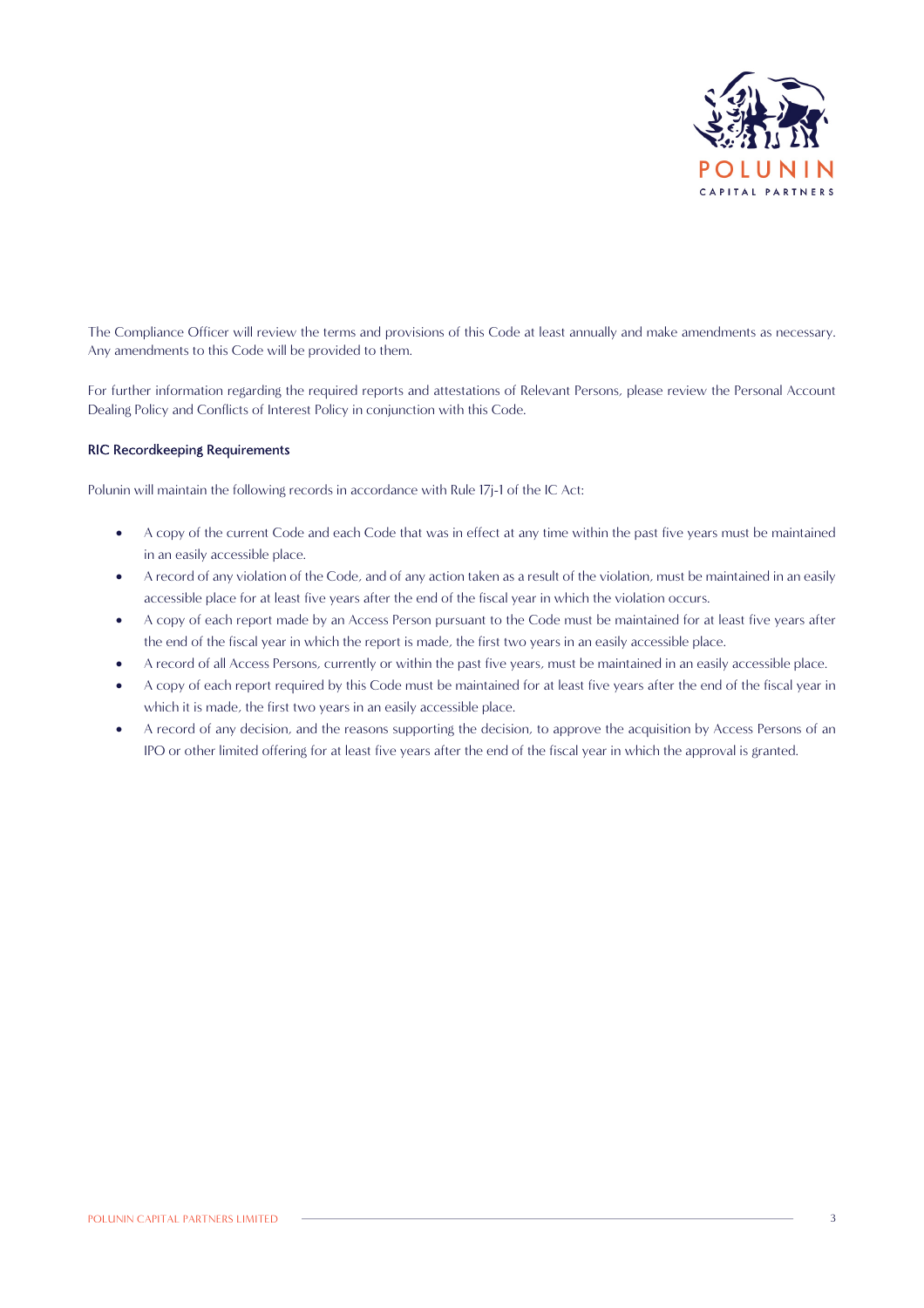The Compliance Officer will review the terms and provisions of this Code at least annually and make amendments as necessary. Any amendments to this Code will be provided to them.

For further information regarding the required reports and attestations of Relevant Persons, please review the Personal Account Dealing Policy and Conflicts of Interest Policy in conjunction with this Code.

#### RIC Recordkeeping Requirements

Polunin will maintain the following records in accordance with Rule 17j-1 of the IC Act:

- A copy of the current Code and each Code that was in effect at any time within the past five years must be maintained in an easily accessible place.
- A record of any violation of the Code, and of any action taken as a result of the violation, must be maintained in an easily accessible place for at least five years after the end of the fiscal year in which the violation occurs.
- A copy of each report made by an Access Person pursuant to the Code must be maintained for at least five years after the end of the fiscal year in which the report is made, the first two years in an easily accessible place.
- A record of all Access Persons, currently or within the past five years, must be maintained in an easily accessible place.
- A copy of each report required by this Code must be maintained for at least five years after the end of the fiscal year in which it is made, the first two years in an easily accessible place.
- A record of any decision, and the reasons supporting the decision, to approve the acquisition by Access Persons of an IPO or other limited offering for at least five years after the end of the fiscal year in which the approval is granted.